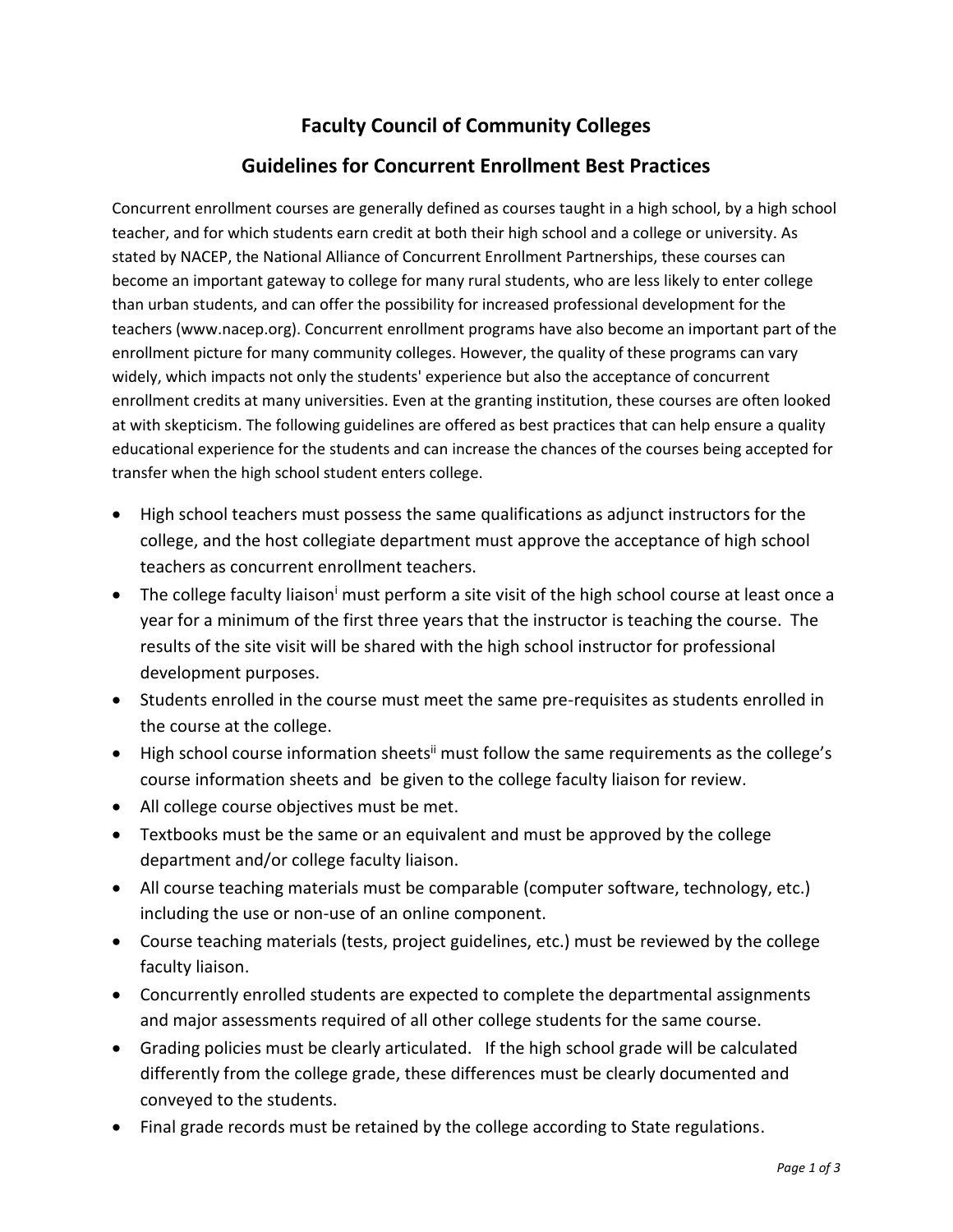# Faculty Council of Community Colleges

## Guidelines for Concurrent Enrollment Best Practices

Concurrent enrollment courses are generally defined as courses taught in a high school, by a high school teacher, and for which students earn credit at both their high school and a college or university. As stated by NACEP, the National Alliance of Concurrent Enrollment Partnerships, these courses can become an important gateway to college for many rural students, who are less likely to enter college than urban students, and can offer the possibility for increased professional development for the teachers (www.nacep.org). Concurrent enrollment programs have also become an important part of the enrollment picture for many community colleges. However, the quality of these programs can vary widely, which impacts not only the students' experience but also the acceptance of concurrent enrollment credits at many universities. Even at the granting institution, these courses are often looked at with skepticism. The following guidelines are offered as best practices that can help ensure a quality educational experience for the students and can increase the chances of the courses being accepted for transfer when the high school student enters college.

- High school teachers must possess the same qualifications as adjunct instructors for the college, and the host collegiate department must approve the acceptance of high school teachers as concurrent enrollment teachers.
- The college faculty liaison[i] must perform a site visit of the high school course at least once a year for a minimum of the first three years that the instructor is teaching the course. The results of the site visit will be shared with the high school instructor for professional development purposes.
- Students enrolled in the course must meet the same pre-requisites as students enrolled in the course at the college.
- High school course information sheets[ii] must follow the same requirements as the college's course information sheets and be given to the college faculty liaison for review.
- All college course objectives must be met.
- Textbooks must be the same or an equivalent and must be approved by the college department and/or college faculty liaison.
- All course teaching materials must be comparable (computer software, technology, etc.) including the use or non-use of an online component.
- Course teaching materials (tests, project guidelines, etc.) must be reviewed by the college faculty liaison.
- Concurrently enrolled students are expected to complete the departmental assignments and major assessments required of all other college students for the same course.
- Grading policies must be clearly articulated. If the high school grade will be calculated differently from the college grade, these differences must be clearly documented and conveyed to the students.
- Final grade records must be retained by the college according to State regulations.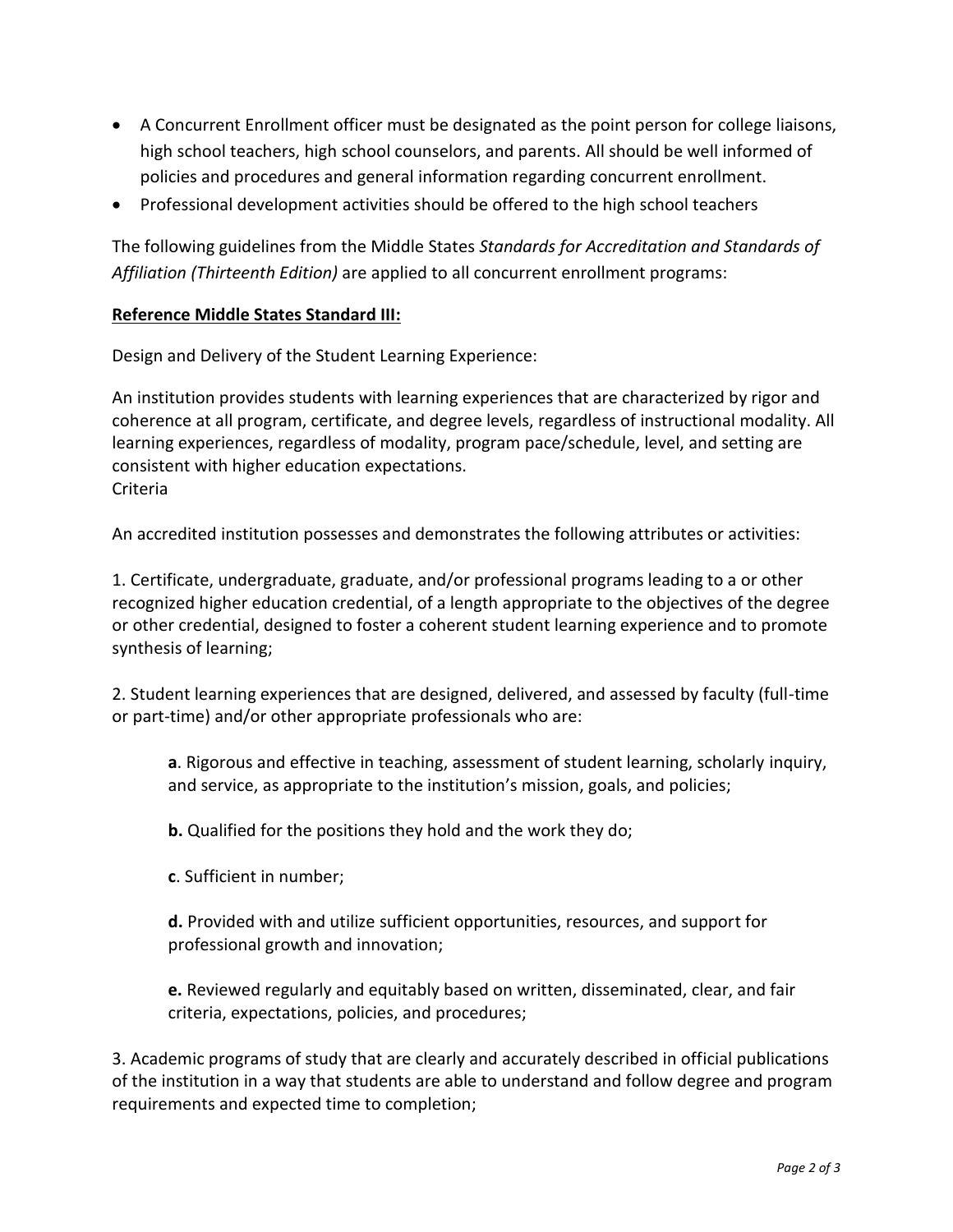- A Concurrent Enrollment officer must be designated as the point person for college liaisons, high school teachers, high school counselors, and parents. All should be well informed of policies and procedures and general information regarding concurrent enrollment.
- Professional development activities should be offered to the high school teachers

The following guidelines from the Middle States *Standards for Accreditation and Standards of Affiliation (Thirteenth Edition)* are applied to all concurrent enrollment programs:

**<u>Reference Middle States Standard III:</u>**

Design and Delivery of the Student Learning Experience:

An institution provides students with learning experiences that are characterized by rigor and coherence at all program, certificate, and degree levels, regardless of instructional modality. All learning experiences, regardless of modality, program pace/schedule, level, and setting are consistent with higher education expectations.
Criteria

An accredited institution possesses and demonstrates the following attributes or activities:

1. Certificate, undergraduate, graduate, and/or professional programs leading to a or other recognized higher education credential, of a length appropriate to the objectives of the degree or other credential, designed to foster a coherent student learning experience and to promote synthesis of learning;

2. Student learning experiences that are designed, delivered, and assessed by faculty (full-time or part-time) and/or other appropriate professionals who are:

   **a**. Rigorous and effective in teaching, assessment of student learning, scholarly inquiry, and service, as appropriate to the institution's mission, goals, and policies;

   **b.** Qualified for the positions they hold and the work they do;

   **c**. Sufficient in number;

   **d.** Provided with and utilize sufficient opportunities, resources, and support for professional growth and innovation;

   **e.** Reviewed regularly and equitably based on written, disseminated, clear, and fair criteria, expectations, policies, and procedures;

3. Academic programs of study that are clearly and accurately described in official publications of the institution in a way that students are able to understand and follow degree and program requirements and expected time to completion;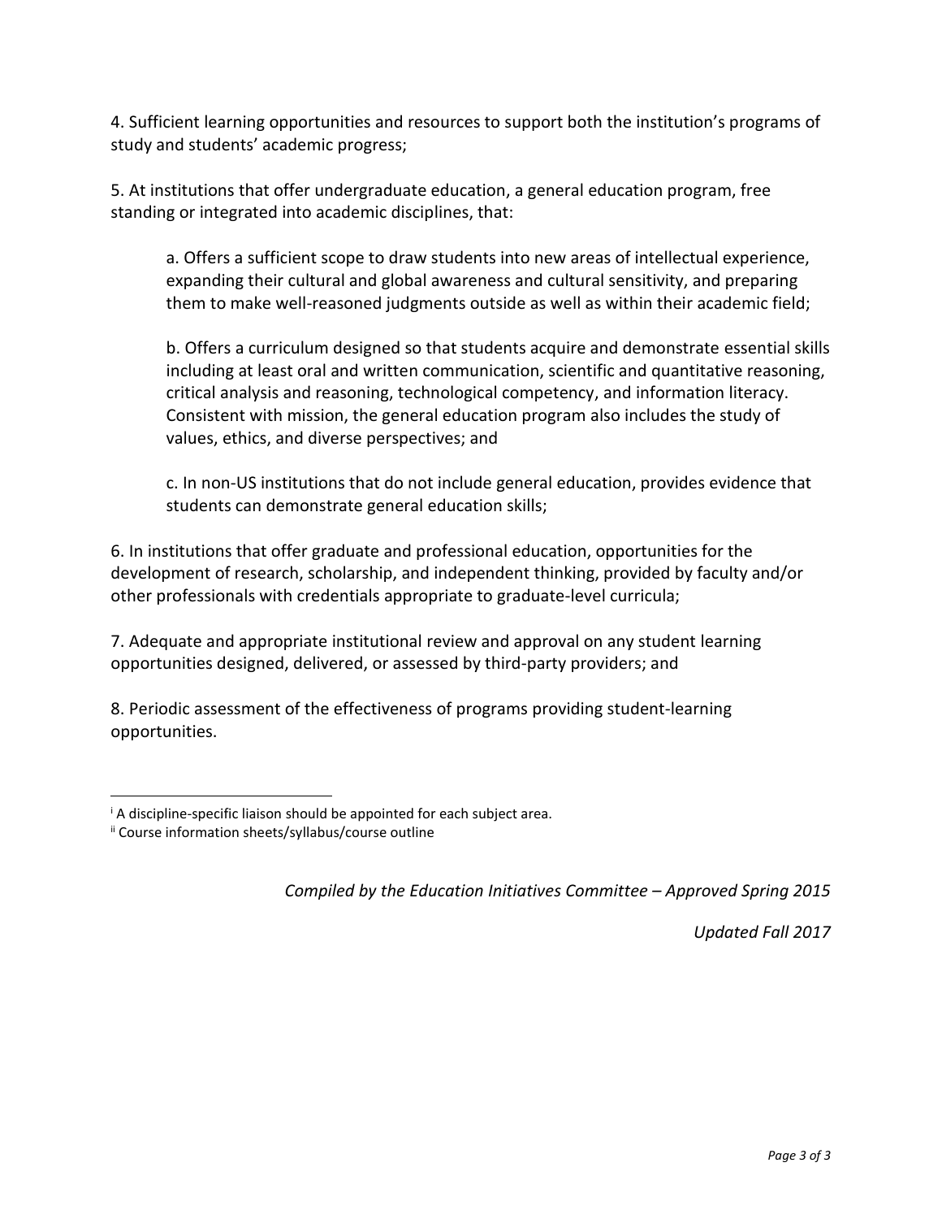4. Sufficient learning opportunities and resources to support both the institution's programs of study and students' academic progress;

5. At institutions that offer undergraduate education, a general education program, free standing or integrated into academic disciplines, that:

   a. Offers a sufficient scope to draw students into new areas of intellectual experience, expanding their cultural and global awareness and cultural sensitivity, and preparing them to make well-reasoned judgments outside as well as within their academic field;

   b. Offers a curriculum designed so that students acquire and demonstrate essential skills including at least oral and written communication, scientific and quantitative reasoning, critical analysis and reasoning, technological competency, and information literacy. Consistent with mission, the general education program also includes the study of values, ethics, and diverse perspectives; and

   c. In non-US institutions that do not include general education, provides evidence that students can demonstrate general education skills;

6. In institutions that offer graduate and professional education, opportunities for the development of research, scholarship, and independent thinking, provided by faculty and/or other professionals with credentials appropriate to graduate-level curricula;

7. Adequate and appropriate institutional review and approval on any student learning opportunities designed, delivered, or assessed by third-party providers; and

8. Periodic assessment of the effectiveness of programs providing student-learning opportunities.

---

[i] A discipline-specific liaison should be appointed for each subject area.

[ii] Course information sheets/syllabus/course outline

*Compiled by the Education Initiatives Committee – Approved Spring 2015*

*Updated Fall 2017*